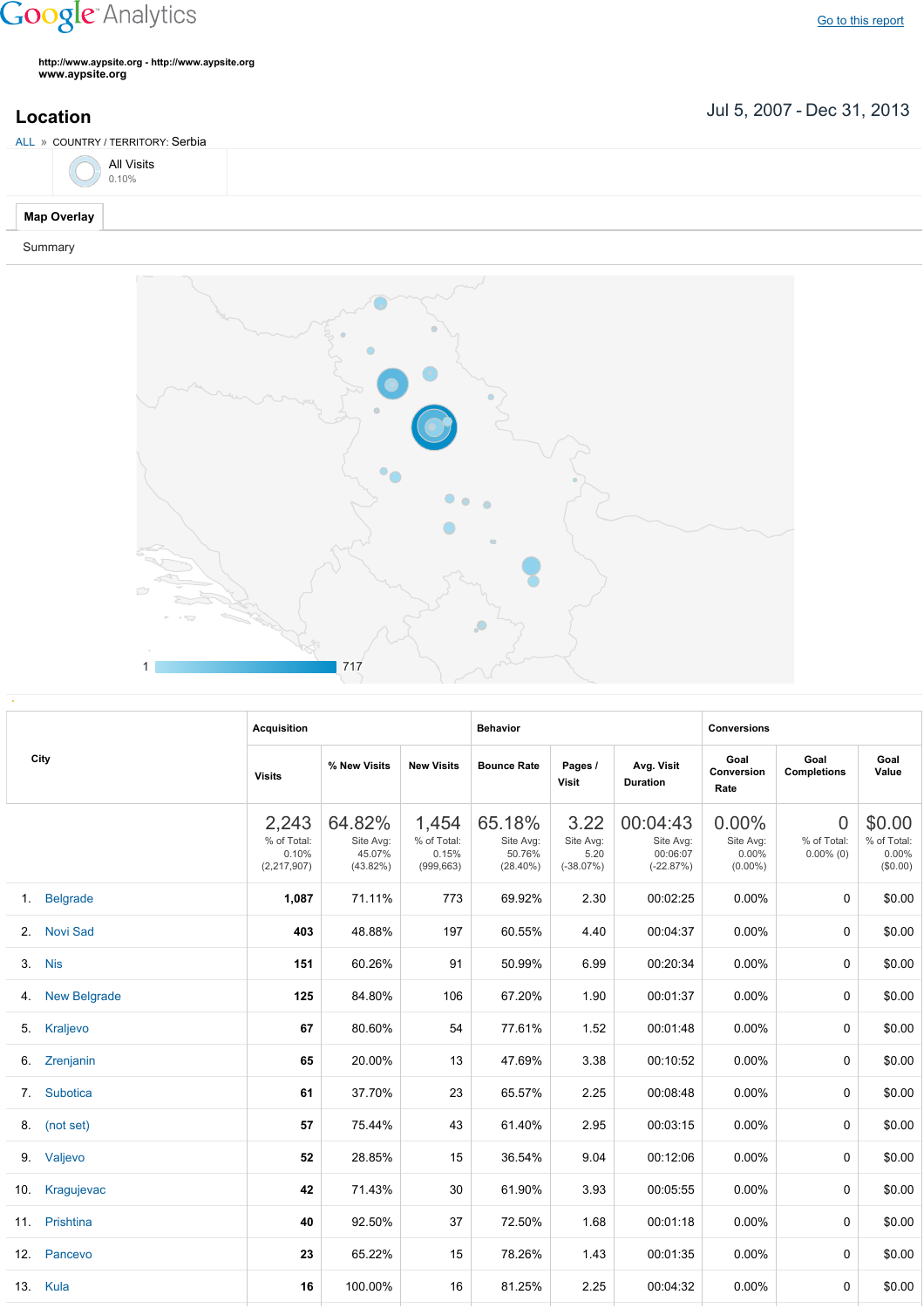# Google Analytics

Go to this report

**http://www.aypsite.org - http://www.aypsite.org**
**www.aypsite.org**

## Location

Jul 5, 2007 - Dec 31, 2013

ALL » COUNTRY / TERRITORY: Serbia

All Visits
0.10%

**Map Overlay**

Summary

1 717

| City | Acquisition | | | Behavior | | | Conversions | | |
|---|---|---|---|---|---|---|---|---|---|
| | Visits | % New Visits | New Visits | Bounce Rate | Pages / Visit | Avg. Visit Duration | Goal Conversion Rate | Goal Completions | Goal Value |
| | 2,243<br>% of Total: 0.10% (2,217,907) | 64.82%<br>Site Avg: 45.07% (43.82%) | 1,454<br>% of Total: 0.15% (999,663) | 65.18%<br>Site Avg: 50.76% (28.40%) | 3.22<br>Site Avg: 5.20 (-38.07%) | 00:04:43<br>Site Avg: 00:06:07 (-22.87%) | 0.00%<br>Site Avg: 0.00% (0.00%) | 0<br>% of Total: 0.00% (0) | $0.00<br>% of Total: 0.00% ($0.00) |
| 1. Belgrade | 1,087 | 71.11% | 773 | 69.92% | 2.30 | 00:02:25 | 0.00% | 0 | $0.00 |
| 2. Novi Sad | 403 | 48.88% | 197 | 60.55% | 4.40 | 00:04:37 | 0.00% | 0 | $0.00 |
| 3. Nis | 151 | 60.26% | 91 | 50.99% | 6.99 | 00:20:34 | 0.00% | 0 | $0.00 |
| 4. New Belgrade | 125 | 84.80% | 106 | 67.20% | 1.90 | 00:01:37 | 0.00% | 0 | $0.00 |
| 5. Kraljevo | 67 | 80.60% | 54 | 77.61% | 1.52 | 00:01:48 | 0.00% | 0 | $0.00 |
| 6. Zrenjanin | 65 | 20.00% | 13 | 47.69% | 3.38 | 00:10:52 | 0.00% | 0 | $0.00 |
| 7. Subotica | 61 | 37.70% | 23 | 65.57% | 2.25 | 00:08:48 | 0.00% | 0 | $0.00 |
| 8. (not set) | 57 | 75.44% | 43 | 61.40% | 2.95 | 00:03:15 | 0.00% | 0 | $0.00 |
| 9. Valjevo | 52 | 28.85% | 15 | 36.54% | 9.04 | 00:12:06 | 0.00% | 0 | $0.00 |
| 10. Kragujevac | 42 | 71.43% | 30 | 61.90% | 3.93 | 00:05:55 | 0.00% | 0 | $0.00 |
| 11. Prishtina | 40 | 92.50% | 37 | 72.50% | 1.68 | 00:01:18 | 0.00% | 0 | $0.00 |
| 12. Pancevo | 23 | 65.22% | 15 | 78.26% | 1.43 | 00:01:35 | 0.00% | 0 | $0.00 |
| 13. Kula | 16 | 100.00% | 16 | 81.25% | 2.25 | 00:04:32 | 0.00% | 0 | $0.00 |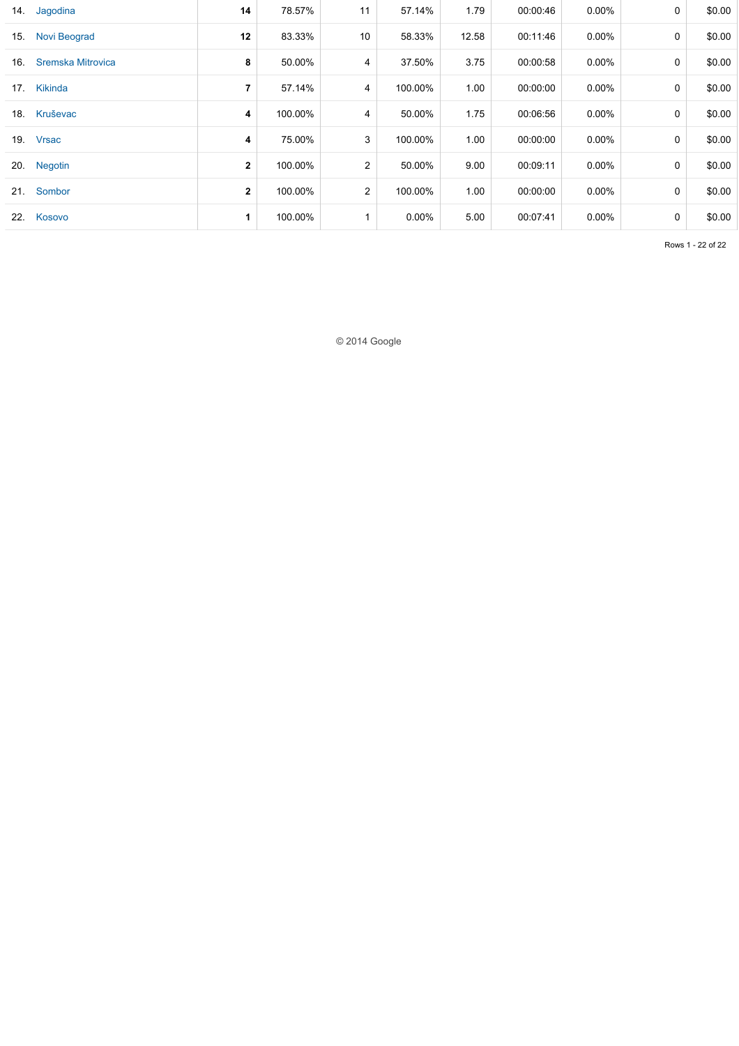| | | | | | | | | | |
|---|---|---|---|---|---|---|---|---|---|
| 14. | Jagodina | **14** | 78.57% | 11 | 57.14% | 1.79 | 00:00:46 | 0.00% | 0 | $0.00 |
| 15. | Novi Beograd | **12** | 83.33% | 10 | 58.33% | 12.58 | 00:11:46 | 0.00% | 0 | $0.00 |
| 16. | Sremska Mitrovica | **8** | 50.00% | 4 | 37.50% | 3.75 | 00:00:58 | 0.00% | 0 | $0.00 |
| 17. | Kikinda | **7** | 57.14% | 4 | 100.00% | 1.00 | 00:00:00 | 0.00% | 0 | $0.00 |
| 18. | Kruševac | **4** | 100.00% | 4 | 50.00% | 1.75 | 00:06:56 | 0.00% | 0 | $0.00 |
| 19. | Vrsac | **4** | 75.00% | 3 | 100.00% | 1.00 | 00:00:00 | 0.00% | 0 | $0.00 |
| 20. | Negotin | **2** | 100.00% | 2 | 50.00% | 9.00 | 00:09:11 | 0.00% | 0 | $0.00 |
| 21. | Sombor | **2** | 100.00% | 2 | 100.00% | 1.00 | 00:00:00 | 0.00% | 0 | $0.00 |
| 22. | Kosovo | **1** | 100.00% | 1 | 0.00% | 5.00 | 00:07:41 | 0.00% | 0 | $0.00 |

Rows 1 - 22 of 22

© 2014 Google